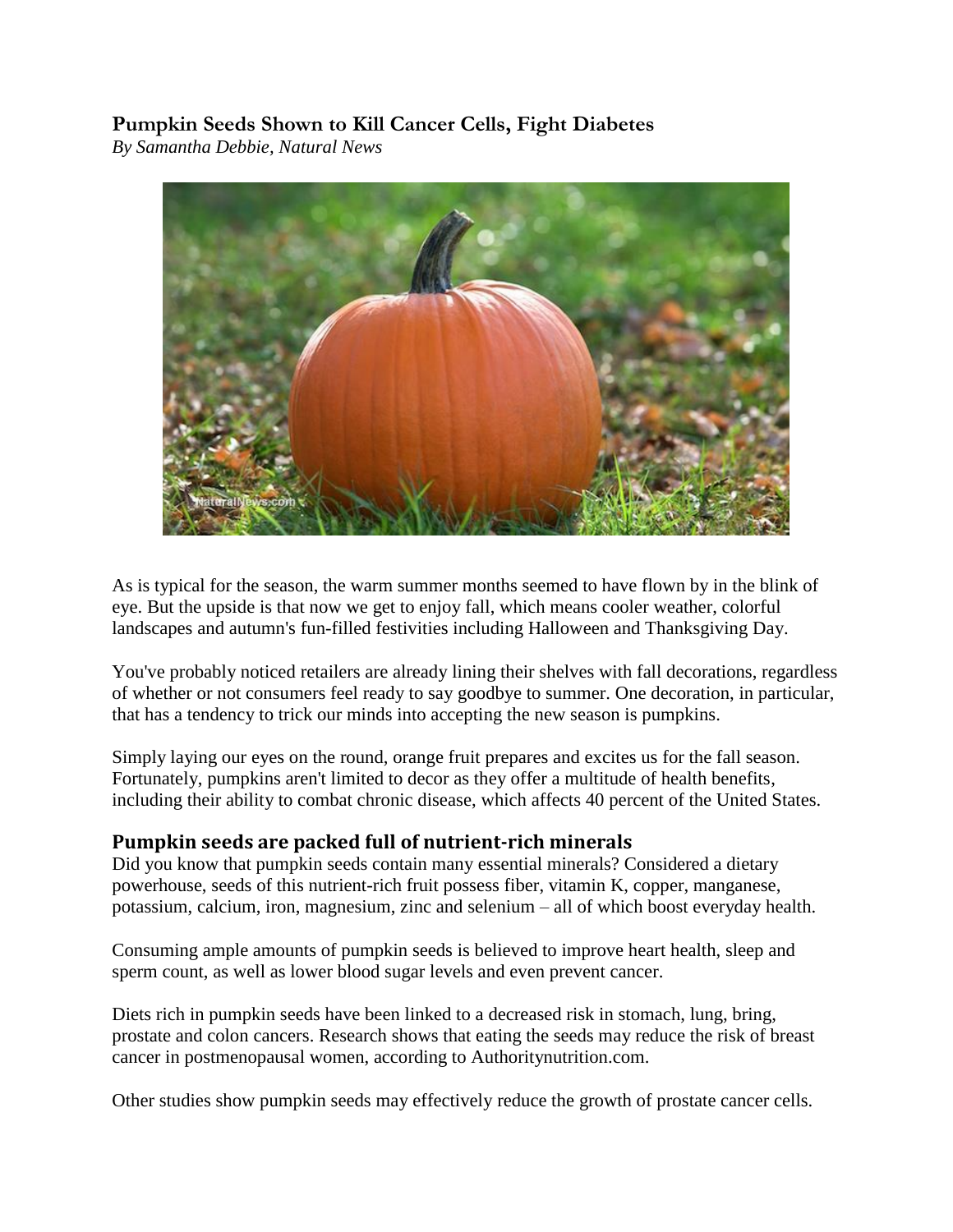# Pumpkin Seeds Shown to Kill Cancer Cells, Fight Diabetes

*By Samantha Debbie, Natural News*

As is typical for the season, the warm summer months seemed to have flown by in the blink of eye. But the upside is that now we get to enjoy fall, which means cooler weather, colorful landscapes and autumn's fun-filled festivities including Halloween and Thanksgiving Day.

You've probably noticed retailers are already lining their shelves with fall decorations, regardless of whether or not consumers feel ready to say goodbye to summer. One decoration, in particular, that has a tendency to trick our minds into accepting the new season is pumpkins.

Simply laying our eyes on the round, orange fruit prepares and excites us for the fall season. Fortunately, pumpkins aren't limited to decor as they offer a multitude of health benefits, including their ability to combat chronic disease, which affects 40 percent of the United States.

## Pumpkin seeds are packed full of nutrient-rich minerals

Did you know that pumpkin seeds contain many essential minerals? Considered a dietary powerhouse, seeds of this nutrient-rich fruit possess fiber, vitamin K, copper, manganese, potassium, calcium, iron, magnesium, zinc and selenium – all of which boost everyday health.

Consuming ample amounts of pumpkin seeds is believed to improve heart health, sleep and sperm count, as well as lower blood sugar levels and even prevent cancer.

Diets rich in pumpkin seeds have been linked to a decreased risk in stomach, lung, bring, prostate and colon cancers. Research shows that eating the seeds may reduce the risk of breast cancer in postmenopausal women, according to Authoritynutrition.com.

Other studies show pumpkin seeds may effectively reduce the growth of prostate cancer cells.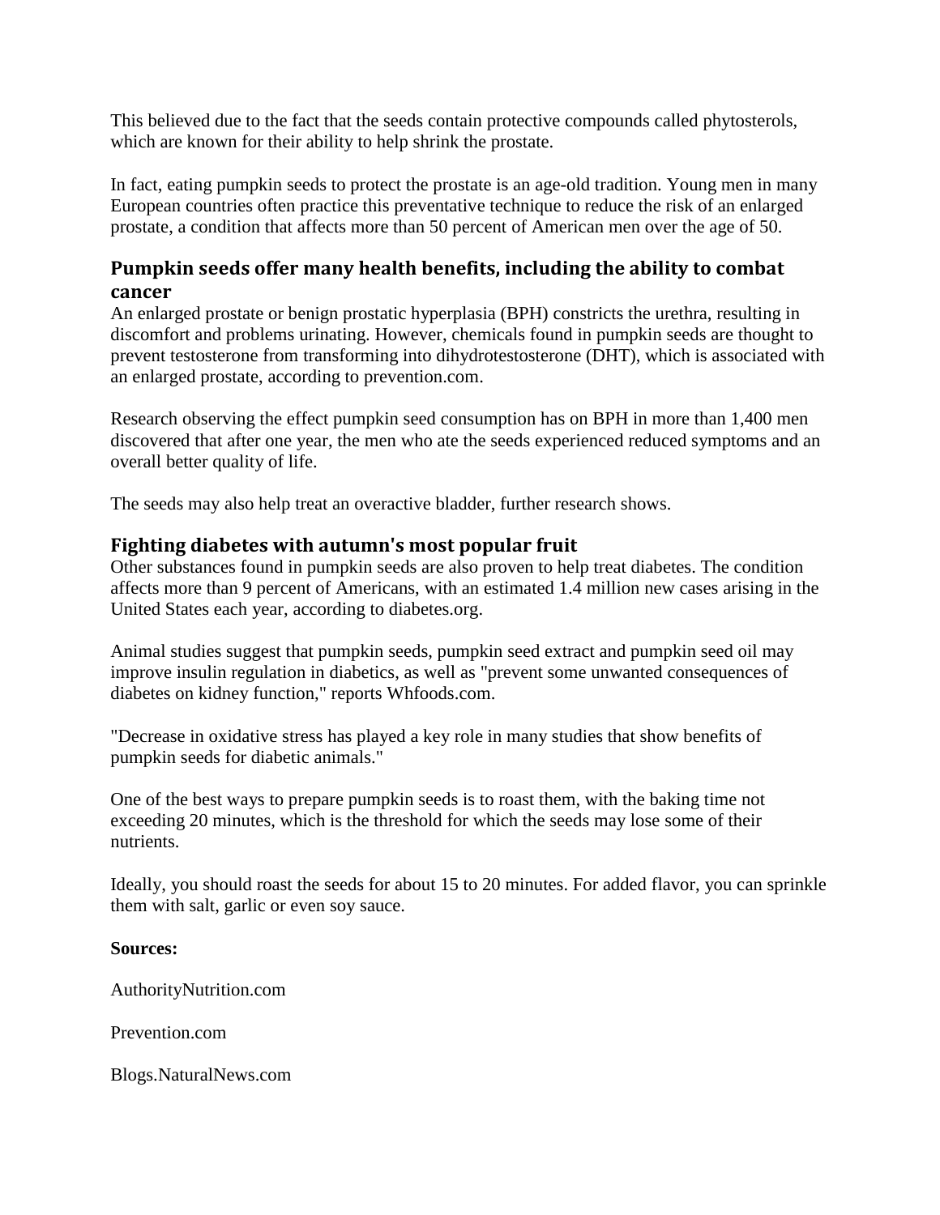This believed due to the fact that the seeds contain protective compounds called phytosterols, which are known for their ability to help shrink the prostate.

In fact, eating pumpkin seeds to protect the prostate is an age-old tradition. Young men in many European countries often practice this preventative technique to reduce the risk of an enlarged prostate, a condition that affects more than 50 percent of American men over the age of 50.

## Pumpkin seeds offer many health benefits, including the ability to combat cancer

An enlarged prostate or benign prostatic hyperplasia (BPH) constricts the urethra, resulting in discomfort and problems urinating. However, chemicals found in pumpkin seeds are thought to prevent testosterone from transforming into dihydrotestosterone (DHT), which is associated with an enlarged prostate, according to prevention.com.

Research observing the effect pumpkin seed consumption has on BPH in more than 1,400 men discovered that after one year, the men who ate the seeds experienced reduced symptoms and an overall better quality of life.

The seeds may also help treat an overactive bladder, further research shows.

## Fighting diabetes with autumn's most popular fruit

Other substances found in pumpkin seeds are also proven to help treat diabetes. The condition affects more than 9 percent of Americans, with an estimated 1.4 million new cases arising in the United States each year, according to diabetes.org.

Animal studies suggest that pumpkin seeds, pumpkin seed extract and pumpkin seed oil may improve insulin regulation in diabetics, as well as "prevent some unwanted consequences of diabetes on kidney function," reports Whfoods.com.

"Decrease in oxidative stress has played a key role in many studies that show benefits of pumpkin seeds for diabetic animals."

One of the best ways to prepare pumpkin seeds is to roast them, with the baking time not exceeding 20 minutes, which is the threshold for which the seeds may lose some of their nutrients.

Ideally, you should roast the seeds for about 15 to 20 minutes. For added flavor, you can sprinkle them with salt, garlic or even soy sauce.

**Sources:**

AuthorityNutrition.com

Prevention.com

Blogs.NaturalNews.com